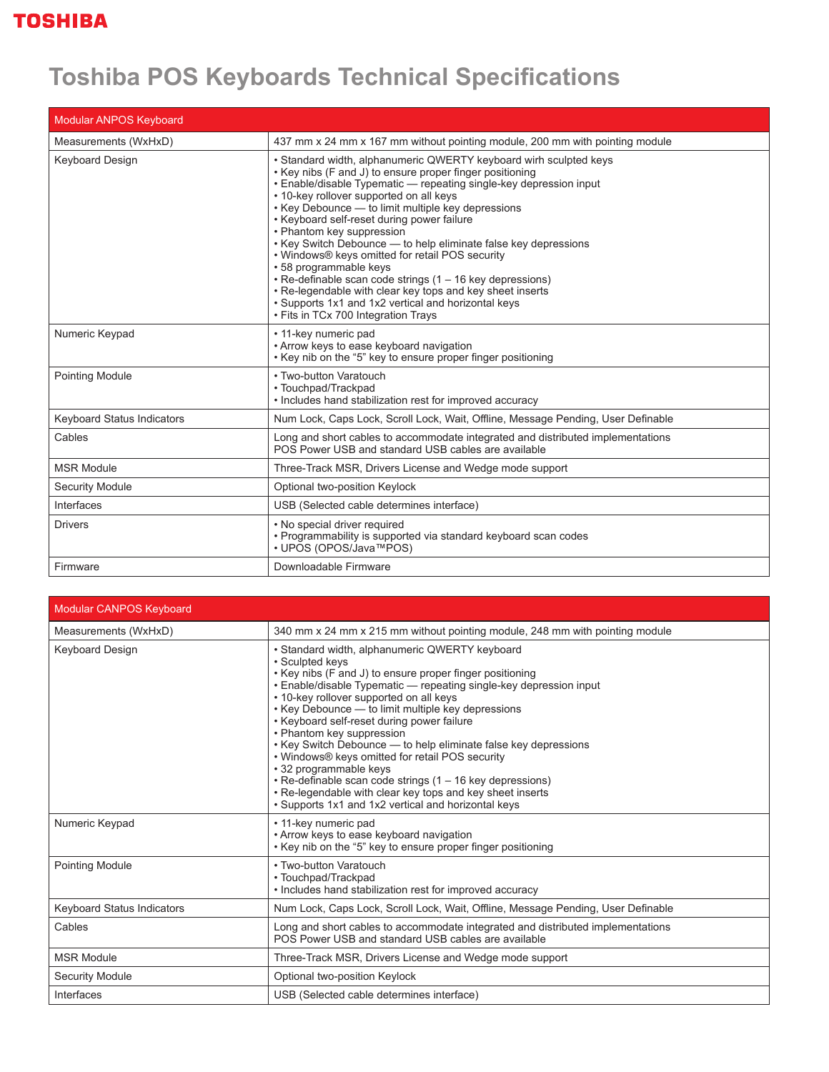# Toshiba POS Keyboards Technical Specifications

| Modular ANPOS Keyboard | |
|---|---|
| Measurements (WxHxD) | 437 mm x 24 mm x 167 mm without pointing module, 200 mm with pointing module |
| Keyboard Design | • Standard width, alphanumeric QWERTY keyboard wirh sculpted keys<br>• Key nibs (F and J) to ensure proper finger positioning<br>• Enable/disable Typematic — repeating single-key depression input<br>• 10-key rollover supported on all keys<br>• Key Debounce — to limit multiple key depressions<br>• Keyboard self-reset during power failure<br>• Phantom key suppression<br>• Key Switch Debounce — to help eliminate false key depressions<br>• Windows® keys omitted for retail POS security<br>• 58 programmable keys<br>• Re-definable scan code strings (1 – 16 key depressions)<br>• Re-legendable with clear key tops and key sheet inserts<br>• Supports 1x1 and 1x2 vertical and horizontal keys<br>• Fits in TCx 700 Integration Trays |
| Numeric Keypad | • 11-key numeric pad<br>• Arrow keys to ease keyboard navigation<br>• Key nib on the "5" key to ensure proper finger positioning |
| Pointing Module | • Two-button Varatouch<br>• Touchpad/Trackpad<br>• Includes hand stabilization rest for improved accuracy |
| Keyboard Status Indicators | Num Lock, Caps Lock, Scroll Lock, Wait, Offline, Message Pending, User Definable |
| Cables | Long and short cables to accommodate integrated and distributed implementations<br>POS Power USB and standard USB cables are available |
| MSR Module | Three-Track MSR, Drivers License and Wedge mode support |
| Security Module | Optional two-position Keylock |
| Interfaces | USB (Selected cable determines interface) |
| Drivers | • No special driver required<br>• Programmability is supported via standard keyboard scan codes<br>• UPOS (OPOS/Java™POS) |
| Firmware | Downloadable Firmware |

| Modular CANPOS Keyboard | |
|---|---|
| Measurements (WxHxD) | 340 mm x 24 mm x 215 mm without pointing module, 248 mm with pointing module |
| Keyboard Design | • Standard width, alphanumeric QWERTY keyboard<br>• Sculpted keys<br>• Key nibs (F and J) to ensure proper finger positioning<br>• Enable/disable Typematic — repeating single-key depression input<br>• 10-key rollover supported on all keys<br>• Key Debounce — to limit multiple key depressions<br>• Keyboard self-reset during power failure<br>• Phantom key suppression<br>• Key Switch Debounce — to help eliminate false key depressions<br>• Windows® keys omitted for retail POS security<br>• 32 programmable keys<br>• Re-definable scan code strings (1 – 16 key depressions)<br>• Re-legendable with clear key tops and key sheet inserts<br>• Supports 1x1 and 1x2 vertical and horizontal keys |
| Numeric Keypad | • 11-key numeric pad<br>• Arrow keys to ease keyboard navigation<br>• Key nib on the "5" key to ensure proper finger positioning |
| Pointing Module | • Two-button Varatouch<br>• Touchpad/Trackpad<br>• Includes hand stabilization rest for improved accuracy |
| Keyboard Status Indicators | Num Lock, Caps Lock, Scroll Lock, Wait, Offline, Message Pending, User Definable |
| Cables | Long and short cables to accommodate integrated and distributed implementations<br>POS Power USB and standard USB cables are available |
| MSR Module | Three-Track MSR, Drivers License and Wedge mode support |
| Security Module | Optional two-position Keylock |
| Interfaces | USB (Selected cable determines interface) |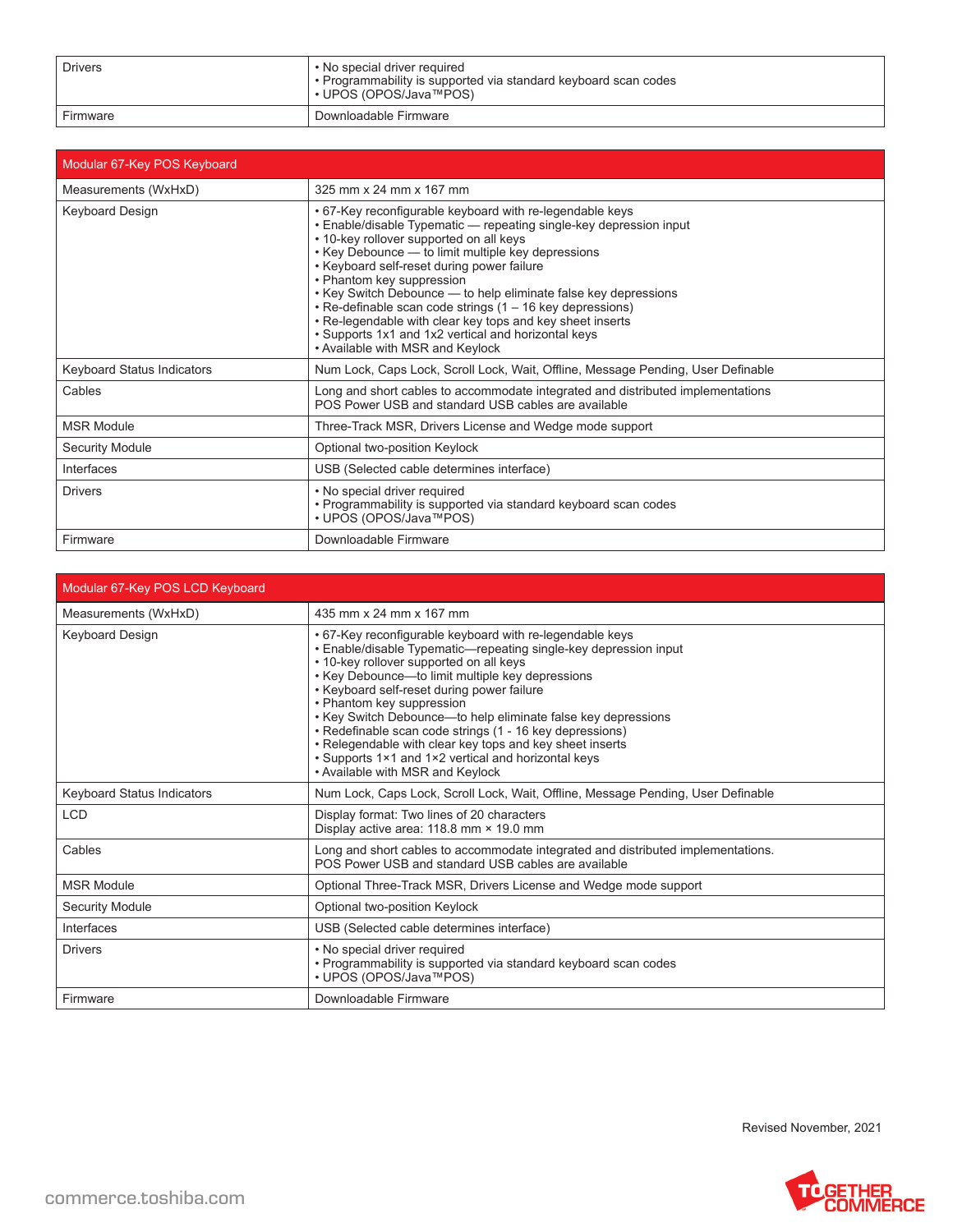| | |
|---|---|
| Drivers | • No special driver required<br>• Programmability is supported via standard keyboard scan codes<br>• UPOS (OPOS/Java™POS) |
| Firmware | Downloadable Firmware |

| Modular 67-Key POS Keyboard | |
|---|---|
| Measurements (WxHxD) | 325 mm x 24 mm x 167 mm |
| Keyboard Design | • 67-Key reconfigurable keyboard with re-legendable keys<br>• Enable/disable Typematic — repeating single-key depression input<br>• 10-key rollover supported on all keys<br>• Key Debounce — to limit multiple key depressions<br>• Keyboard self-reset during power failure<br>• Phantom key suppression<br>• Key Switch Debounce — to help eliminate false key depressions<br>• Re-definable scan code strings (1 – 16 key depressions)<br>• Re-legendable with clear key tops and key sheet inserts<br>• Supports 1x1 and 1x2 vertical and horizontal keys<br>• Available with MSR and Keylock |
| Keyboard Status Indicators | Num Lock, Caps Lock, Scroll Lock, Wait, Offline, Message Pending, User Definable |
| Cables | Long and short cables to accommodate integrated and distributed implementations<br>POS Power USB and standard USB cables are available |
| MSR Module | Three-Track MSR, Drivers License and Wedge mode support |
| Security Module | Optional two-position Keylock |
| Interfaces | USB (Selected cable determines interface) |
| Drivers | • No special driver required<br>• Programmability is supported via standard keyboard scan codes<br>• UPOS (OPOS/Java™POS) |
| Firmware | Downloadable Firmware |

| Modular 67-Key POS LCD Keyboard | |
|---|---|
| Measurements (WxHxD) | 435 mm x 24 mm x 167 mm |
| Keyboard Design | • 67-Key reconfigurable keyboard with re-legendable keys<br>• Enable/disable Typematic—repeating single-key depression input<br>• 10-key rollover supported on all keys<br>• Key Debounce—to limit multiple key depressions<br>• Keyboard self-reset during power failure<br>• Phantom key suppression<br>• Key Switch Debounce—to help eliminate false key depressions<br>• Redefinable scan code strings (1 - 16 key depressions)<br>• Relegendable with clear key tops and key sheet inserts<br>• Supports 1×1 and 1×2 vertical and horizontal keys<br>• Available with MSR and Keylock |
| Keyboard Status Indicators | Num Lock, Caps Lock, Scroll Lock, Wait, Offline, Message Pending, User Definable |
| LCD | Display format: Two lines of 20 characters<br>Display active area: 118.8 mm × 19.0 mm |
| Cables | Long and short cables to accommodate integrated and distributed implementations.<br>POS Power USB and standard USB cables are available |
| MSR Module | Optional Three-Track MSR, Drivers License and Wedge mode support |
| Security Module | Optional two-position Keylock |
| Interfaces | USB (Selected cable determines interface) |
| Drivers | • No special driver required<br>• Programmability is supported via standard keyboard scan codes<br>• UPOS (OPOS/Java™POS) |
| Firmware | Downloadable Firmware |

Revised November, 2021

commerce.toshiba.com

TOGETHER COMMERCE